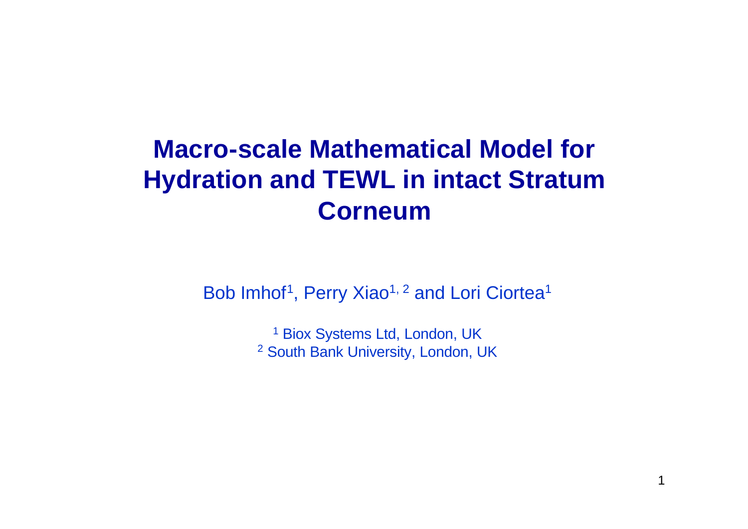# Macro-scale Mathematical Model for Hydration and TEWL in intact Stratum Corneum

Bob Imhof[1], Perry Xiao[1, 2] and Lori Ciortea[1]

[1] Biox Systems Ltd, London, UK
[2] South Bank University, London, UK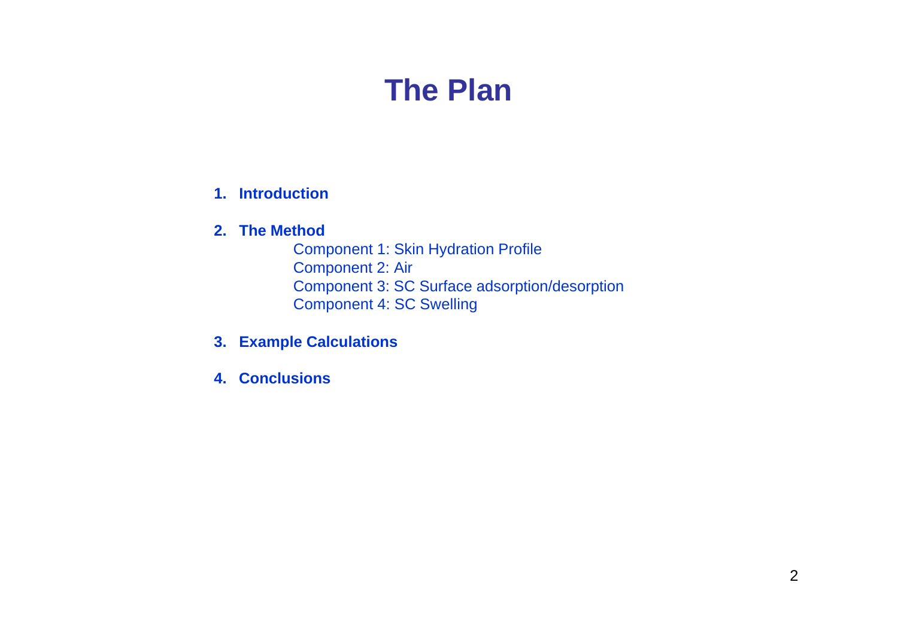# The Plan

1. **Introduction**

2. **The Method**

   Component 1: Skin Hydration Profile
   Component 2: Air
   Component 3: SC Surface adsorption/desorption
   Component 4: SC Swelling

3. **Example Calculations**

4. **Conclusions**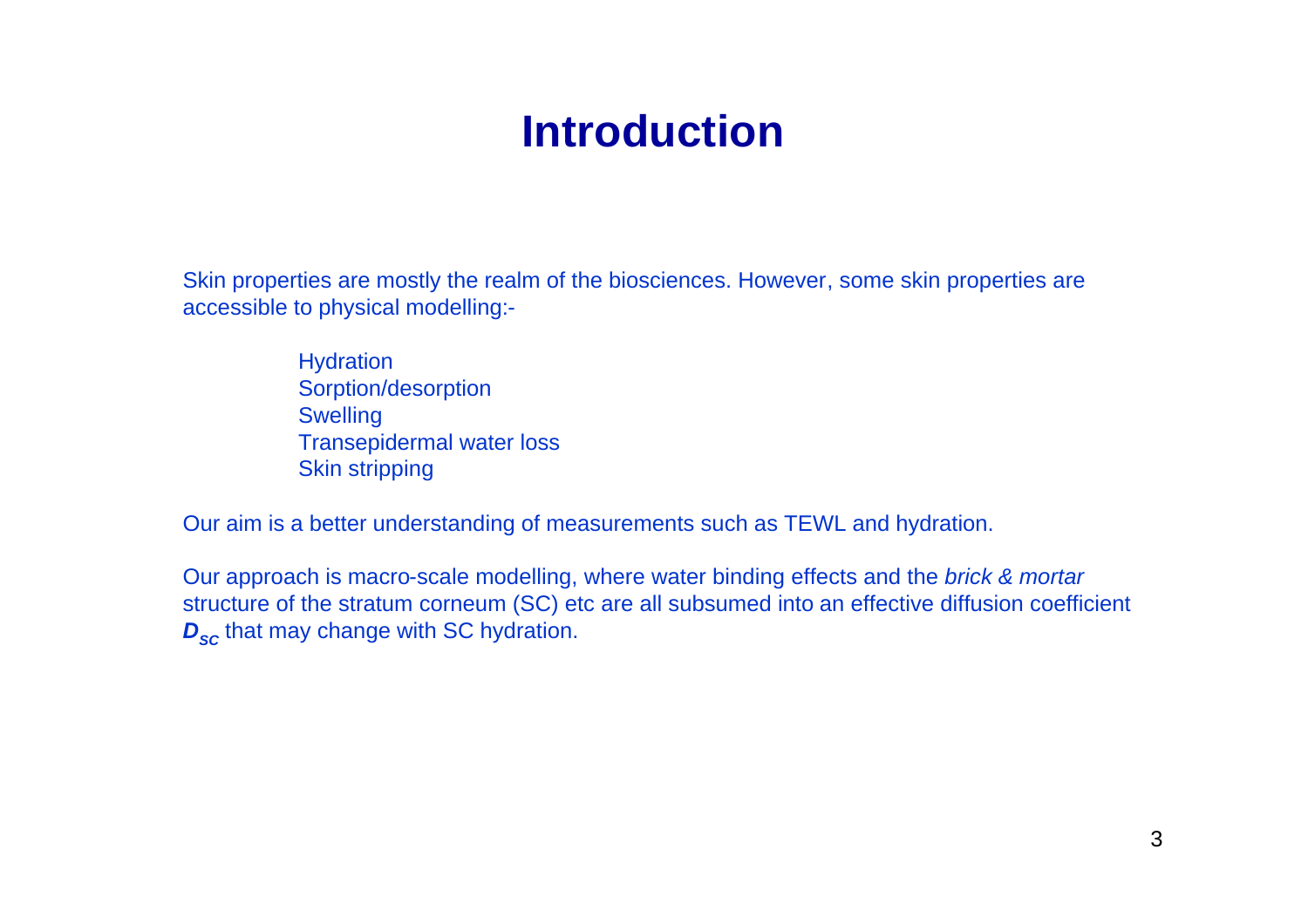# Introduction

Skin properties are mostly the realm of the biosciences. However, some skin properties are accessible to physical modelling:-

- Hydration
- Sorption/desorption
- Swelling
- Transepidermal water loss
- Skin stripping

Our aim is a better understanding of measurements such as TEWL and hydration.

Our approach is macro-scale modelling, where water binding effects and the *brick & mortar* structure of the stratum corneum (SC) etc are all subsumed into an effective diffusion coefficient $\boldsymbol{D_{sc}}$ that may change with SC hydration.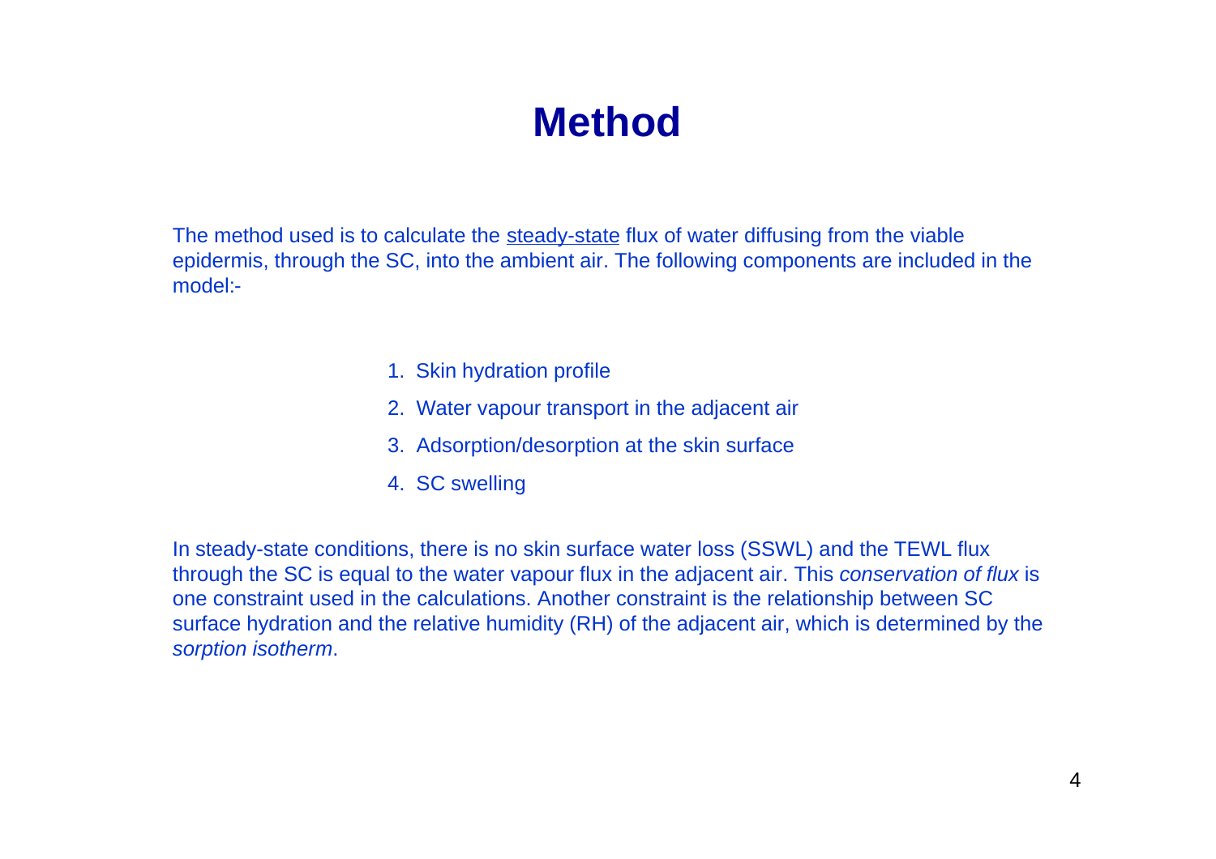# Method

The method used is to calculate the steady-state flux of water diffusing from the viable epidermis, through the SC, into the ambient air. The following components are included in the model:-

1. Skin hydration profile
2. Water vapour transport in the adjacent air
3. Adsorption/desorption at the skin surface
4. SC swelling

In steady-state conditions, there is no skin surface water loss (SSWL) and the TEWL flux through the SC is equal to the water vapour flux in the adjacent air. This *conservation of flux* is one constraint used in the calculations. Another constraint is the relationship between SC surface hydration and the relative humidity (RH) of the adjacent air, which is determined by the *sorption isotherm*.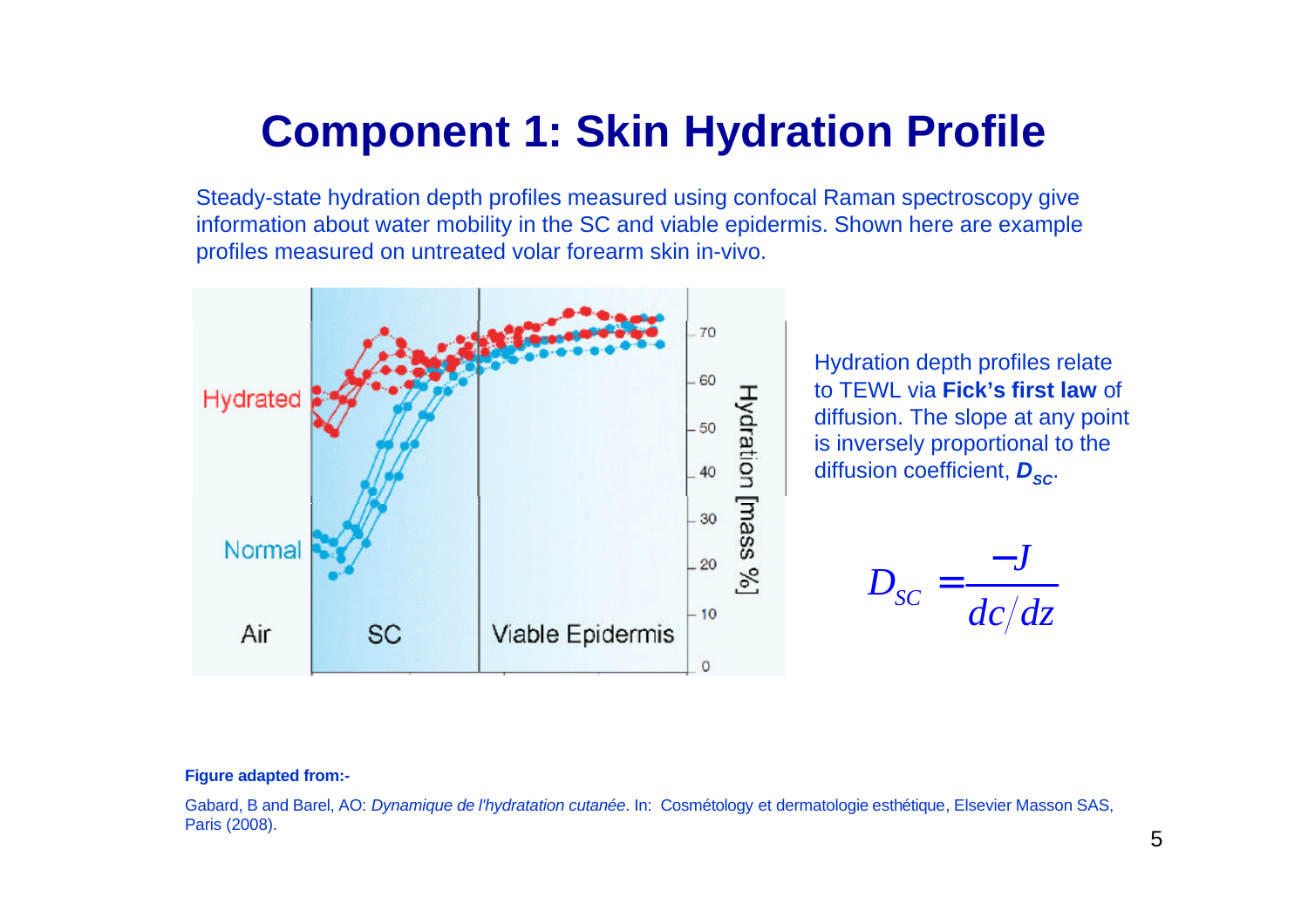# Component 1: Skin Hydration Profile

Steady-state hydration depth profiles measured using confocal Raman spectroscopy give information about water mobility in the SC and viable epidermis. Shown here are example profiles measured on untreated volar forearm skin in-vivo.

Hydration depth profiles relate to TEWL via **Fick's first law** of diffusion. The slope at any point is inversely proportional to the diffusion coefficient, $D_{sc}$.

$$D_{SC} = \frac{-J}{dc/dz}$$

**Figure adapted from:-**

Gabard, B and Barel, AO: *Dynamique de l'hydratation cutanée*. In: Cosmétology et dermatologie esthétique, Elsevier Masson SAS, Paris (2008).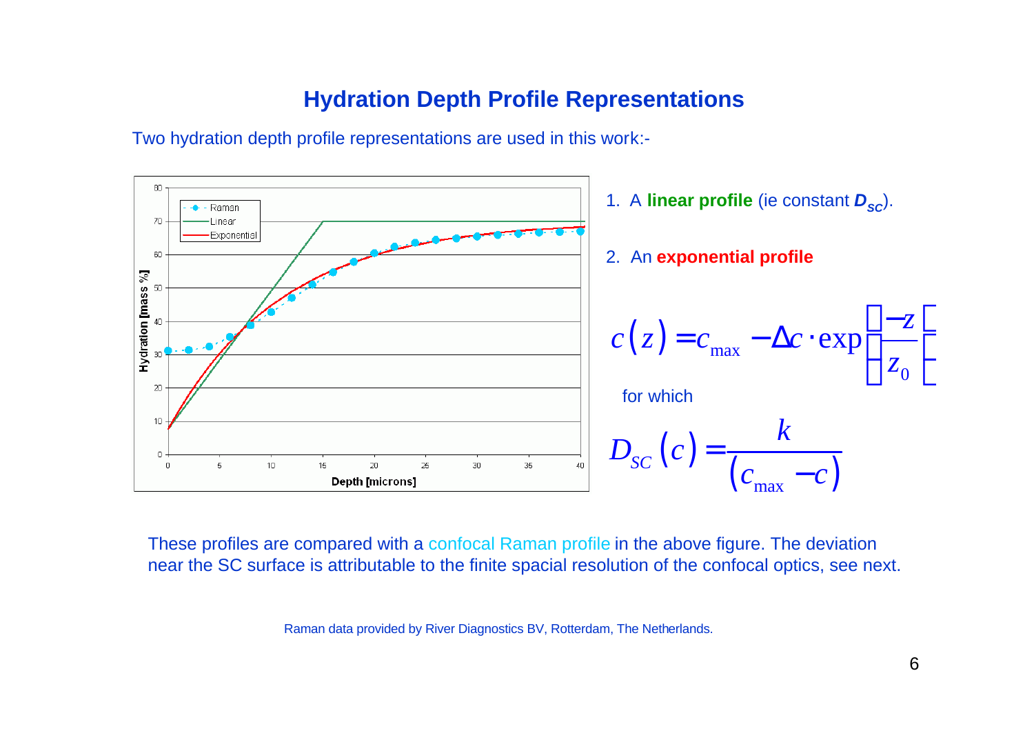# Hydration Depth Profile Representations

Two hydration depth profile representations are used in this work:-

1. A **linear profile** (ie constant $D_{SC}$).

2. An **exponential profile**

$$c(z) = c_{max} - \Delta c \cdot \exp\left(\frac{-z}{z_0}\right)$$

for which

$$D_{SC}(c) = \frac{k}{(c_{max} - c)}$$

These profiles are compared with a confocal Raman profile in the above figure. The deviation near the SC surface is attributable to the finite spacial resolution of the confocal optics, see next.

Raman data provided by River Diagnostics BV, Rotterdam, The Netherlands.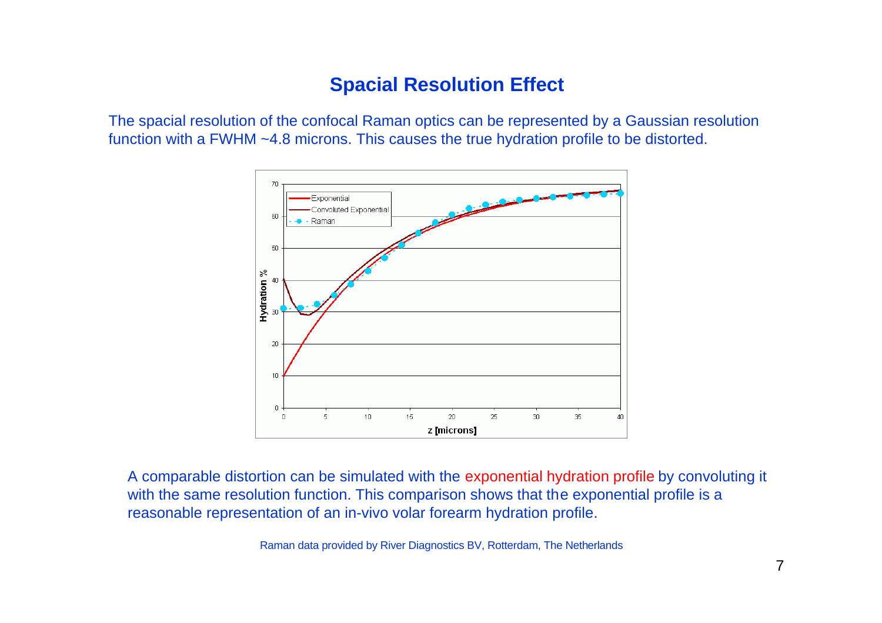# Spacial Resolution Effect

The spacial resolution of the confocal Raman optics can be represented by a Gaussian resolution function with a FWHM ~4.8 microns. This causes the true hydration profile to be distorted.

A comparable distortion can be simulated with the exponential hydration profile by convoluting it with the same resolution function. This comparison shows that the exponential profile is a reasonable representation of an in-vivo volar forearm hydration profile.

Raman data provided by River Diagnostics BV, Rotterdam, The Netherlands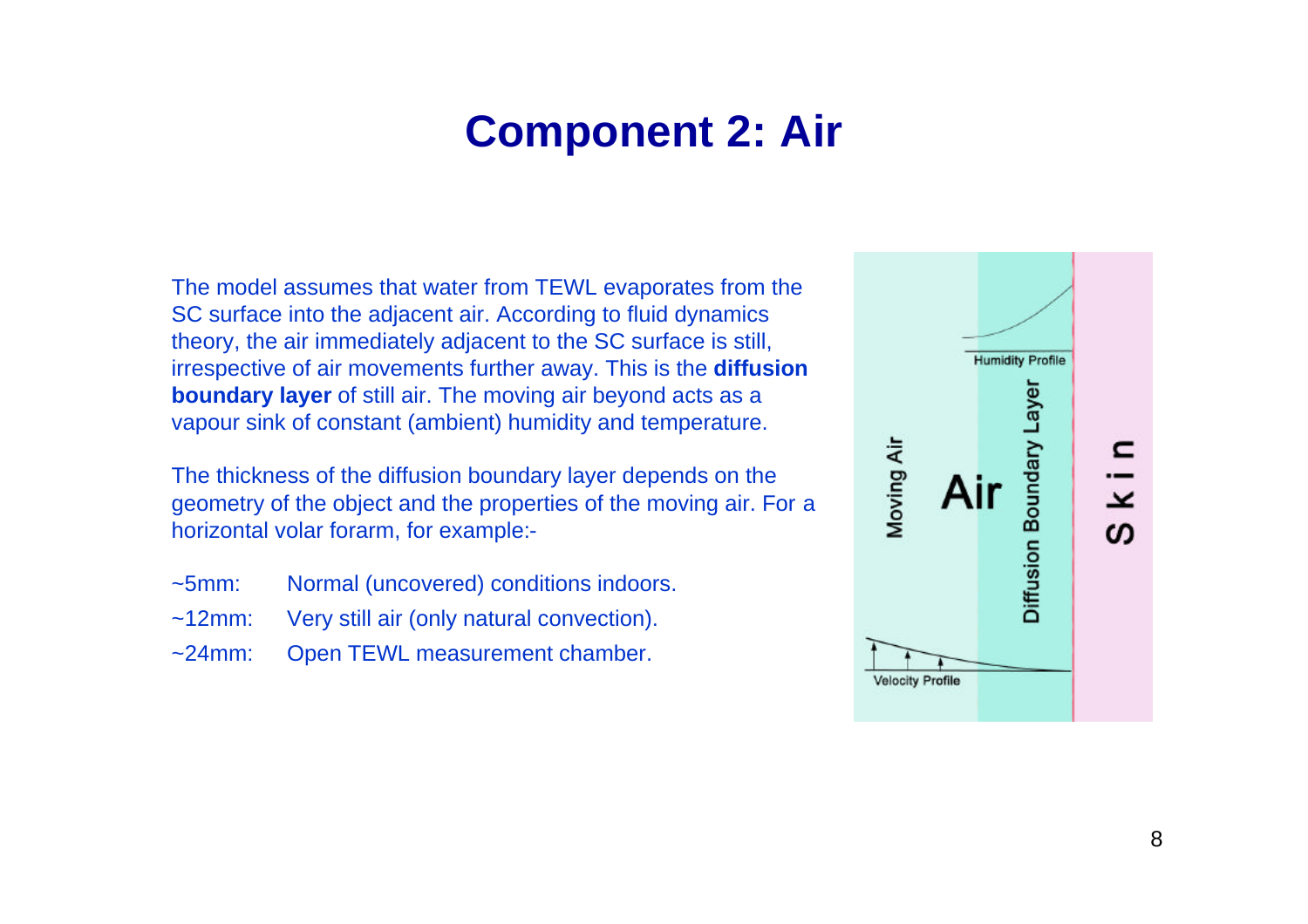# Component 2: Air

The model assumes that water from TEWL evaporates from the SC surface into the adjacent air. According to fluid dynamics theory, the air immediately adjacent to the SC surface is still, irrespective of air movements further away. This is the **diffusion boundary layer** of still air. The moving air beyond acts as a vapour sink of constant (ambient) humidity and temperature.

The thickness of the diffusion boundary layer depends on the geometry of the object and the properties of the moving air. For a horizontal volar forarm, for example:-

- ~5mm: Normal (uncovered) conditions indoors.
- ~12mm: Very still air (only natural convection).
- ~24mm: Open TEWL measurement chamber.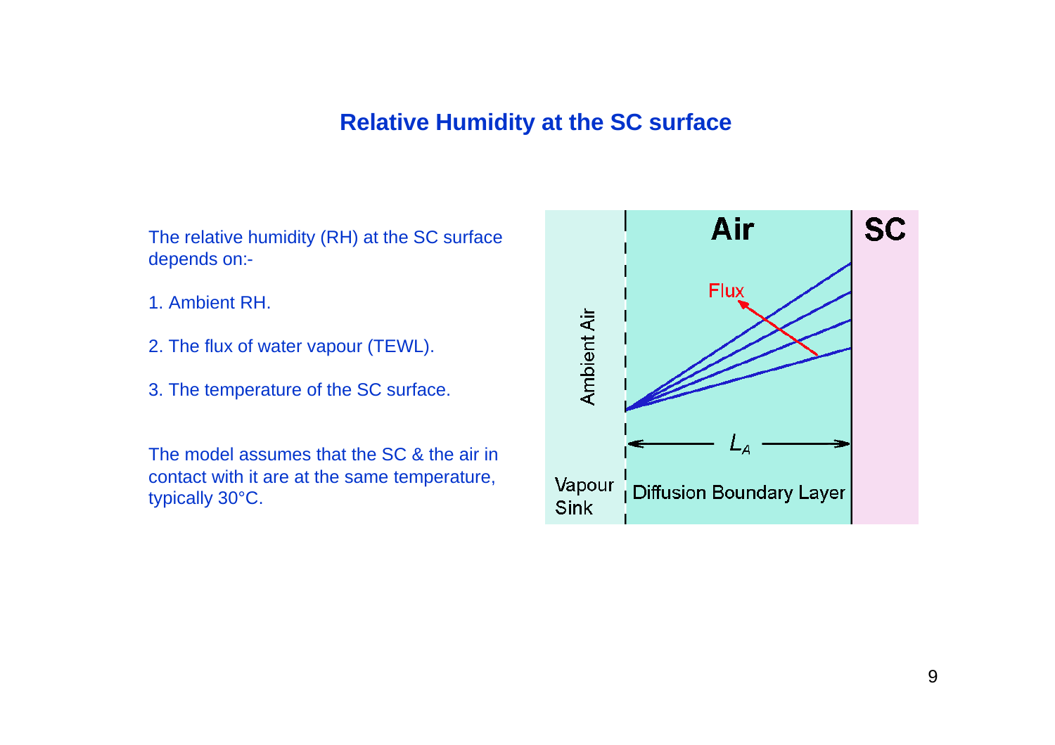# Relative Humidity at the SC surface

The relative humidity (RH) at the SC surface depends on:-

1. Ambient RH.

2. The flux of water vapour (TEWL).

3. The temperature of the SC surface.

The model assumes that the SC & the air in contact with it are at the same temperature, typically 30°C.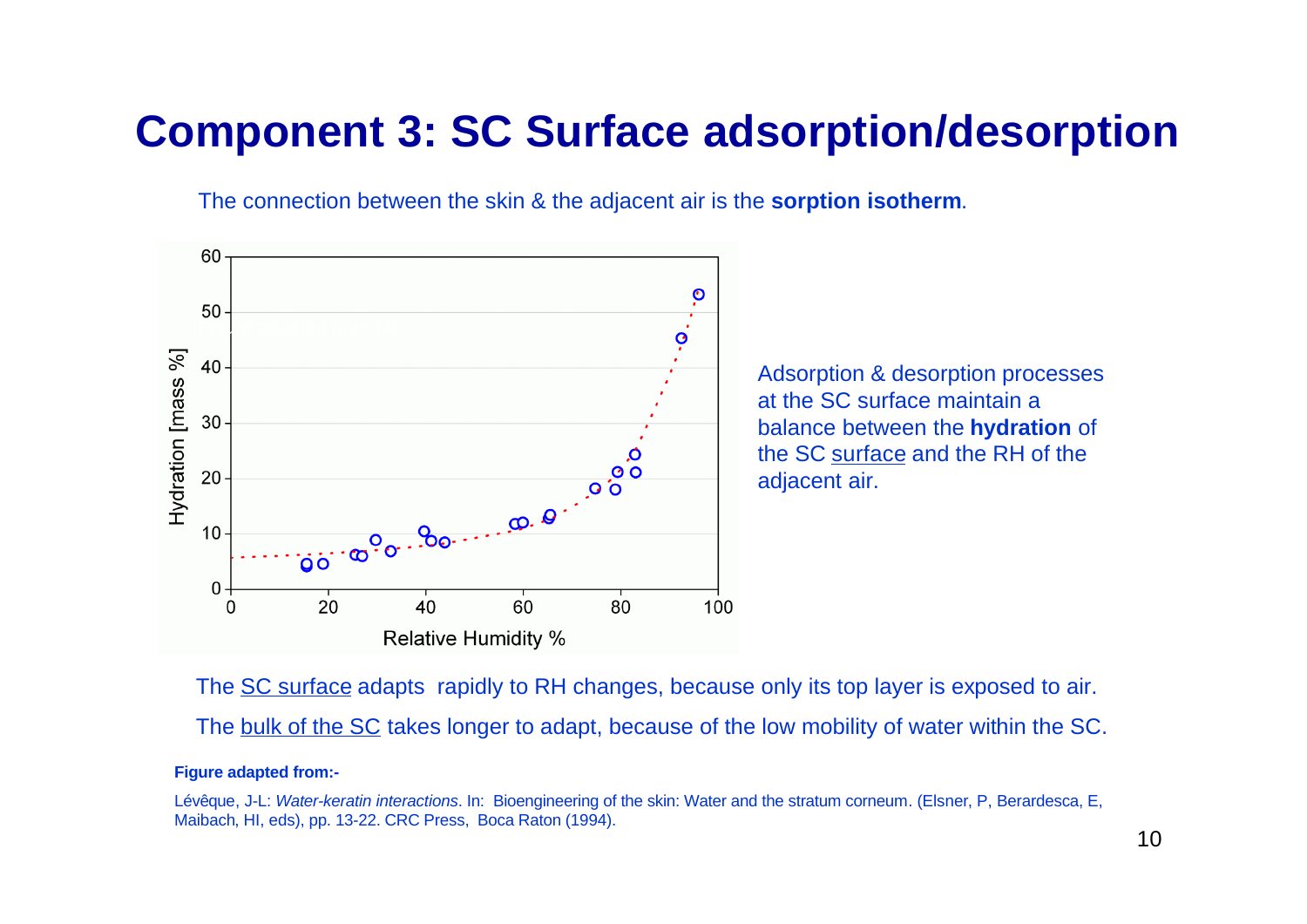# Component 3: SC Surface adsorption/desorption

The connection between the skin & the adjacent air is the **sorption isotherm**.

Adsorption & desorption processes at the SC surface maintain a balance between the **hydration** of the SC surface and the RH of the adjacent air.

The SC surface adapts rapidly to RH changes, because only its top layer is exposed to air.

The bulk of the SC takes longer to adapt, because of the low mobility of water within the SC.

**Figure adapted from:-**

Lévêque, J-L: *Water-keratin interactions*. In: Bioengineering of the skin: Water and the stratum corneum. (Elsner, P, Berardesca, E, Maibach, HI, eds), pp. 13-22. CRC Press, Boca Raton (1994).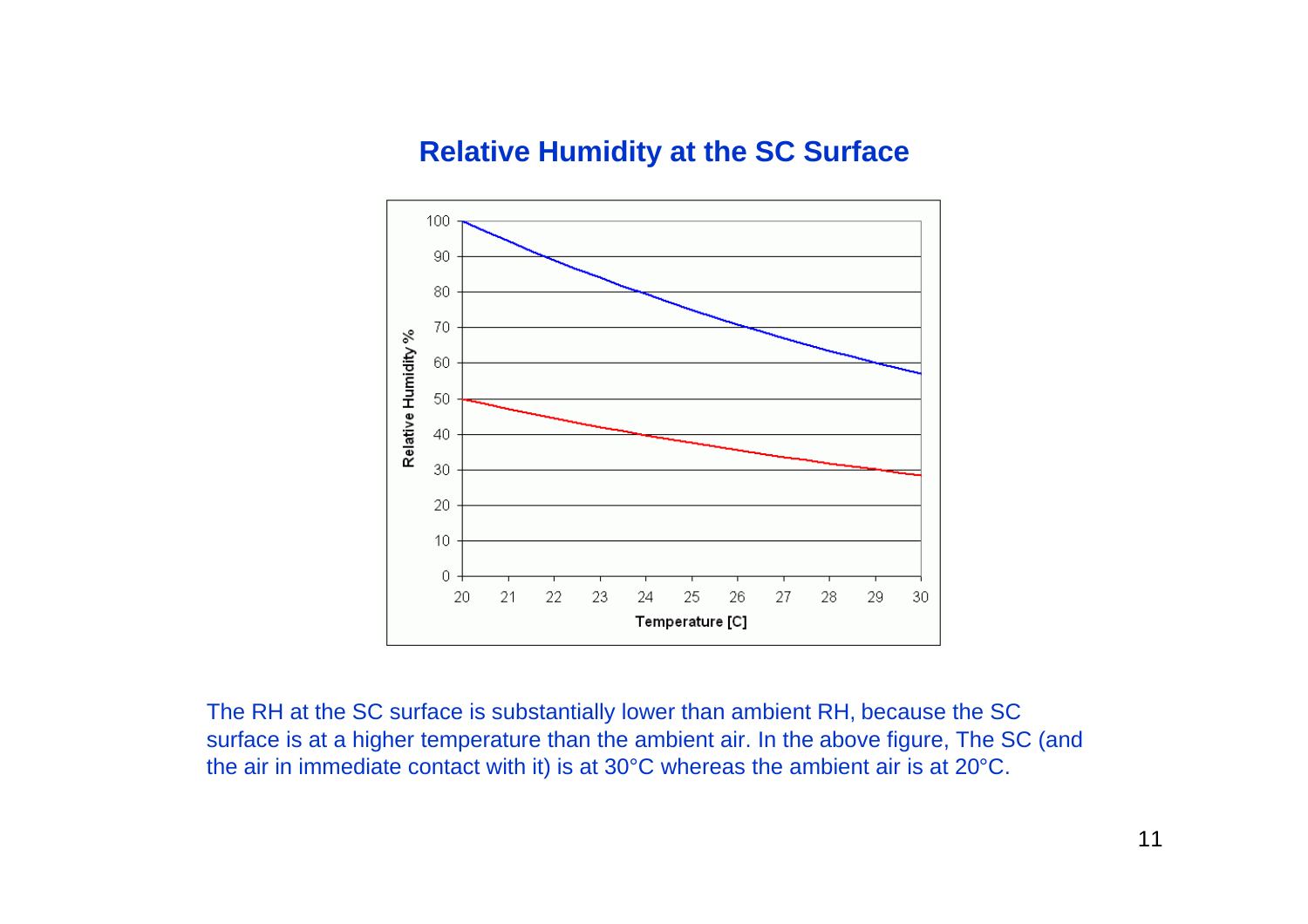## Relative Humidity at the SC Surface

The RH at the SC surface is substantially lower than ambient RH, because the SC surface is at a higher temperature than the ambient air. In the above figure, The SC (and the air in immediate contact with it) is at 30°C whereas the ambient air is at 20°C.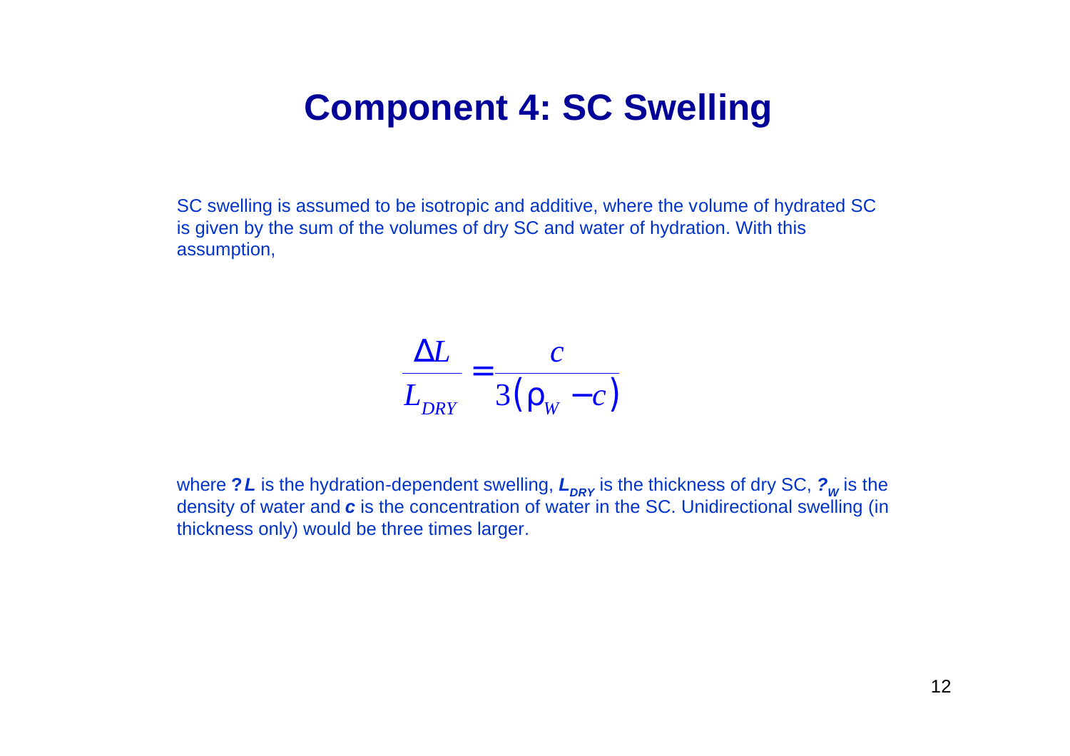# Component 4: SC Swelling

SC swelling is assumed to be isotropic and additive, where the volume of hydrated SC is given by the sum of the volumes of dry SC and water of hydration. With this assumption,

$$\frac{\Delta L}{L_{DRY}} = \frac{c}{3(\rho_W - c)}$$

where ***?L*** is the hydration-dependent swelling, $L_{DRY}$ is the thickness of dry SC, ***?***$_{W}$ is the density of water and ***c*** is the concentration of water in the SC. Unidirectional swelling (in thickness only) would be three times larger.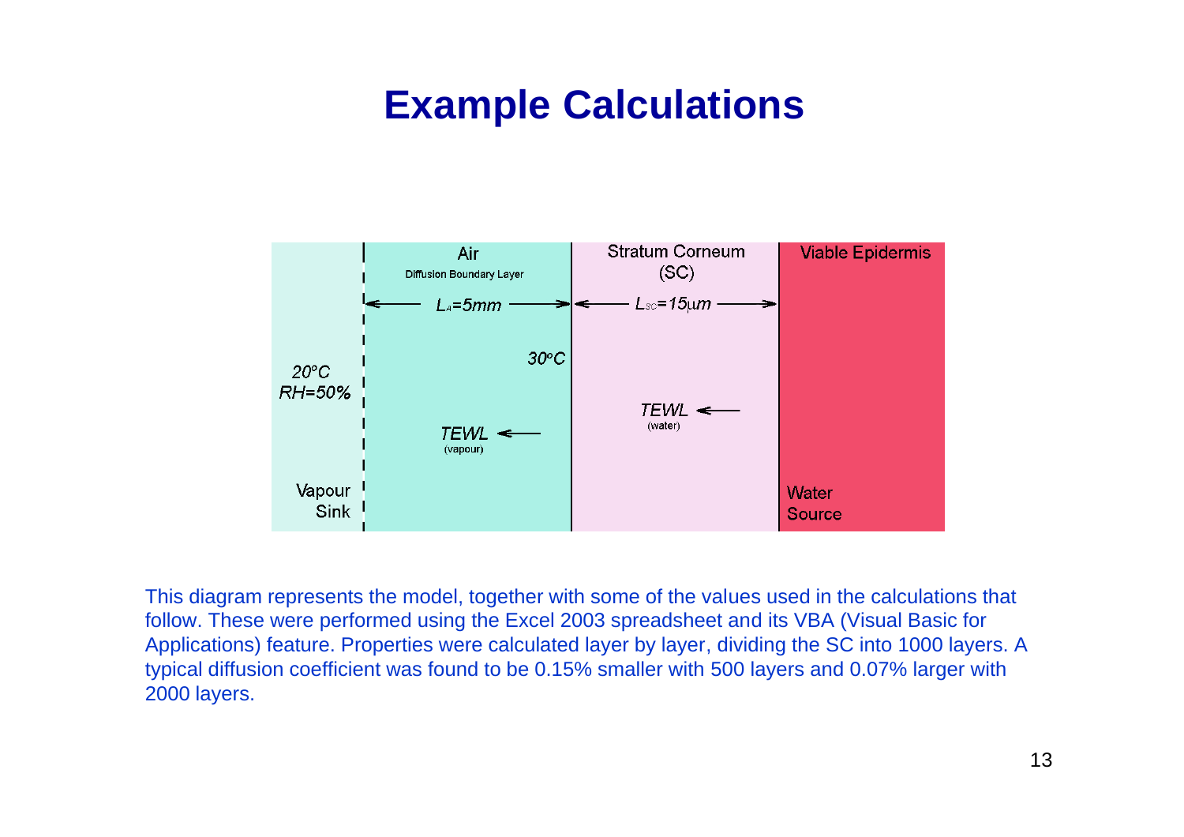# Example Calculations

| Vapour Sink | Air (Diffusion Boundary Layer) | Stratum Corneum (SC) | Viable Epidermis |
| --- | --- | --- | --- |
| 20°C, RH=50% | $L_A$=5mm | $L_{SC}$=15μm | Water Source |
| | 30°C | | |
| | TEWL ← (vapour) | TEWL ← (water) | |

This diagram represents the model, together with some of the values used in the calculations that follow. These were performed using the Excel 2003 spreadsheet and its VBA (Visual Basic for Applications) feature. Properties were calculated layer by layer, dividing the SC into 1000 layers. A typical diffusion coefficient was found to be 0.15% smaller with 500 layers and 0.07% larger with 2000 layers.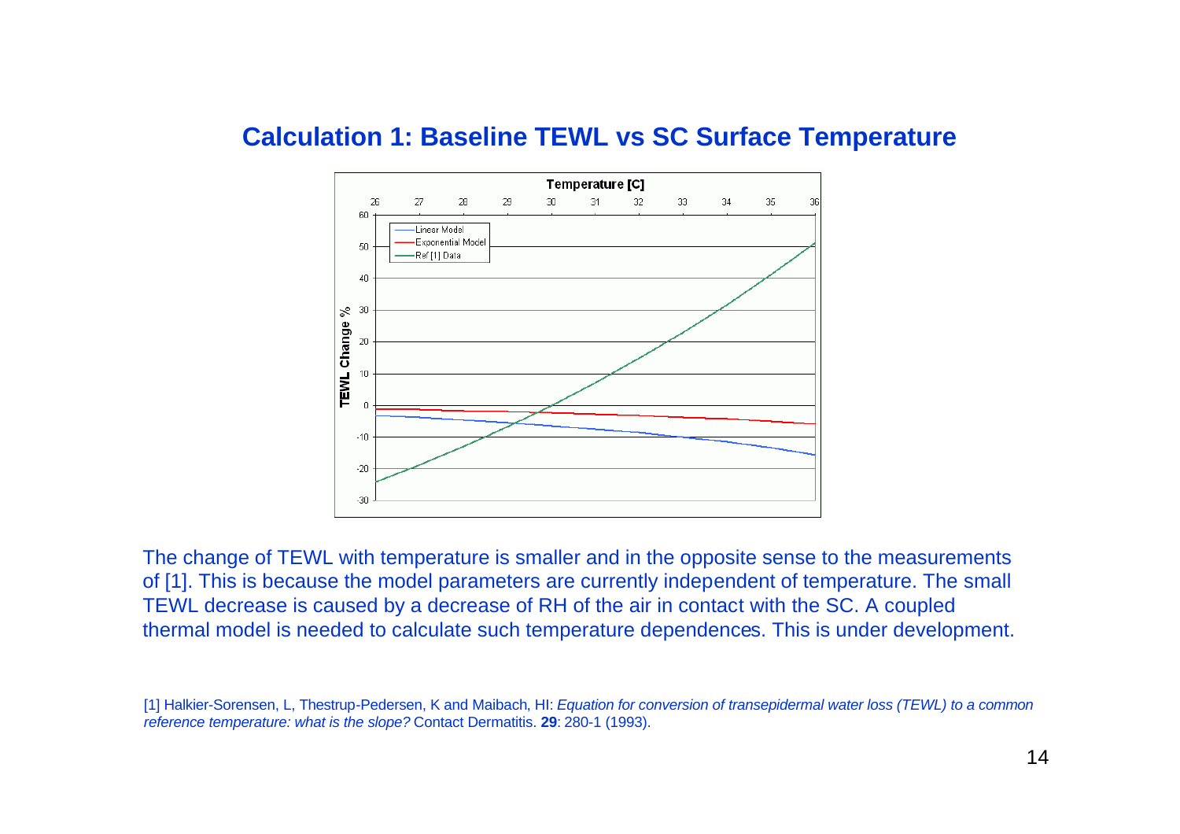## Calculation 1: Baseline TEWL vs SC Surface Temperature

The change of TEWL with temperature is smaller and in the opposite sense to the measurements of [1]. This is because the model parameters are currently independent of temperature. The small TEWL decrease is caused by a decrease of RH of the air in contact with the SC. A coupled thermal model is needed to calculate such temperature dependences. This is under development.

[1] Halkier-Sorensen, L, Thestrup-Pedersen, K and Maibach, HI: *Equation for conversion of transepidermal water loss (TEWL) to a common reference temperature: what is the slope?* Contact Dermatitis. **29**: 280-1 (1993).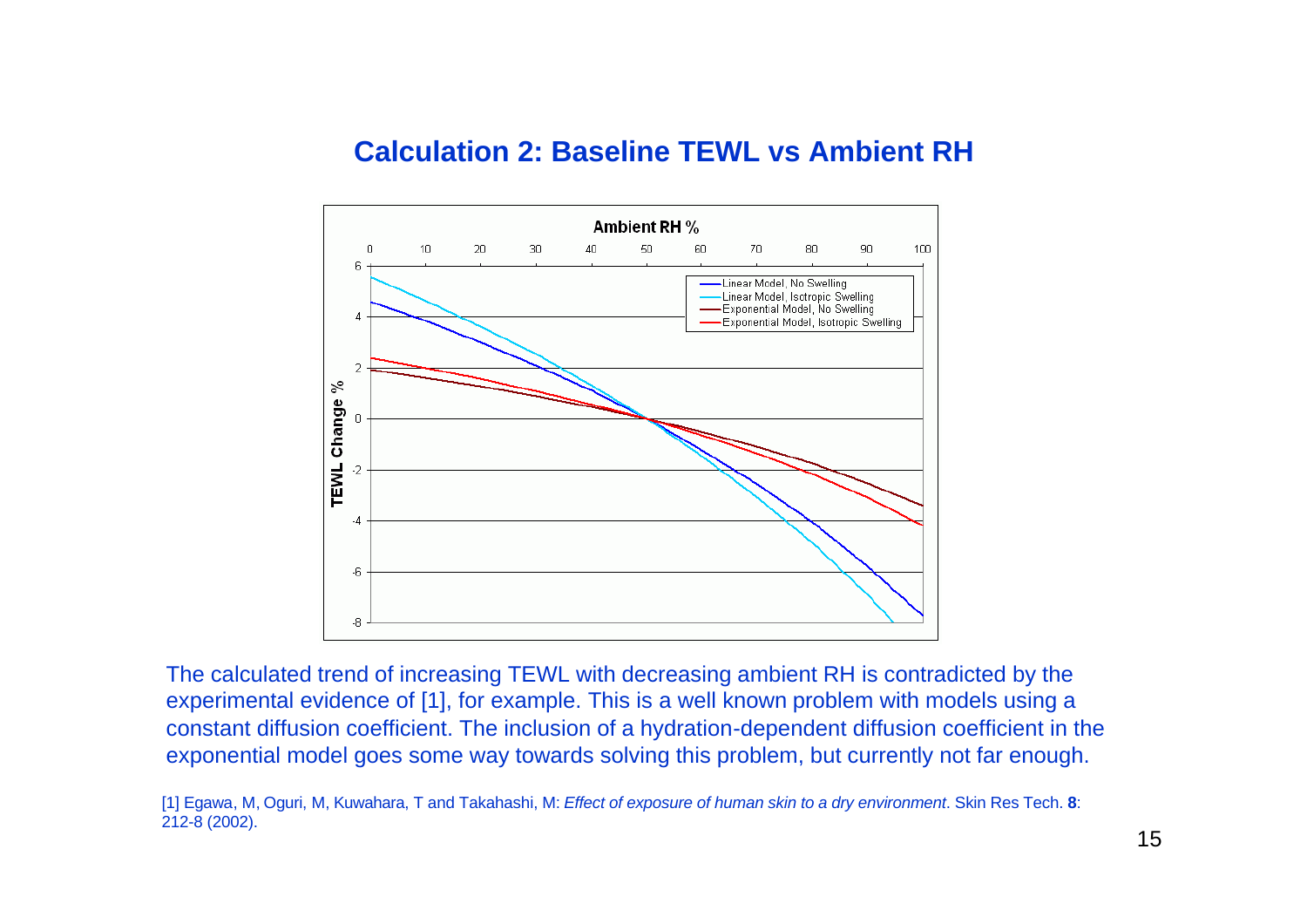## Calculation 2: Baseline TEWL vs Ambient RH

The calculated trend of increasing TEWL with decreasing ambient RH is contradicted by the experimental evidence of [1], for example. This is a well known problem with models using a constant diffusion coefficient. The inclusion of a hydration-dependent diffusion coefficient in the exponential model goes some way towards solving this problem, but currently not far enough.

[1] Egawa, M, Oguri, M, Kuwahara, T and Takahashi, M: *Effect of exposure of human skin to a dry environment*. Skin Res Tech. **8**: 212-8 (2002).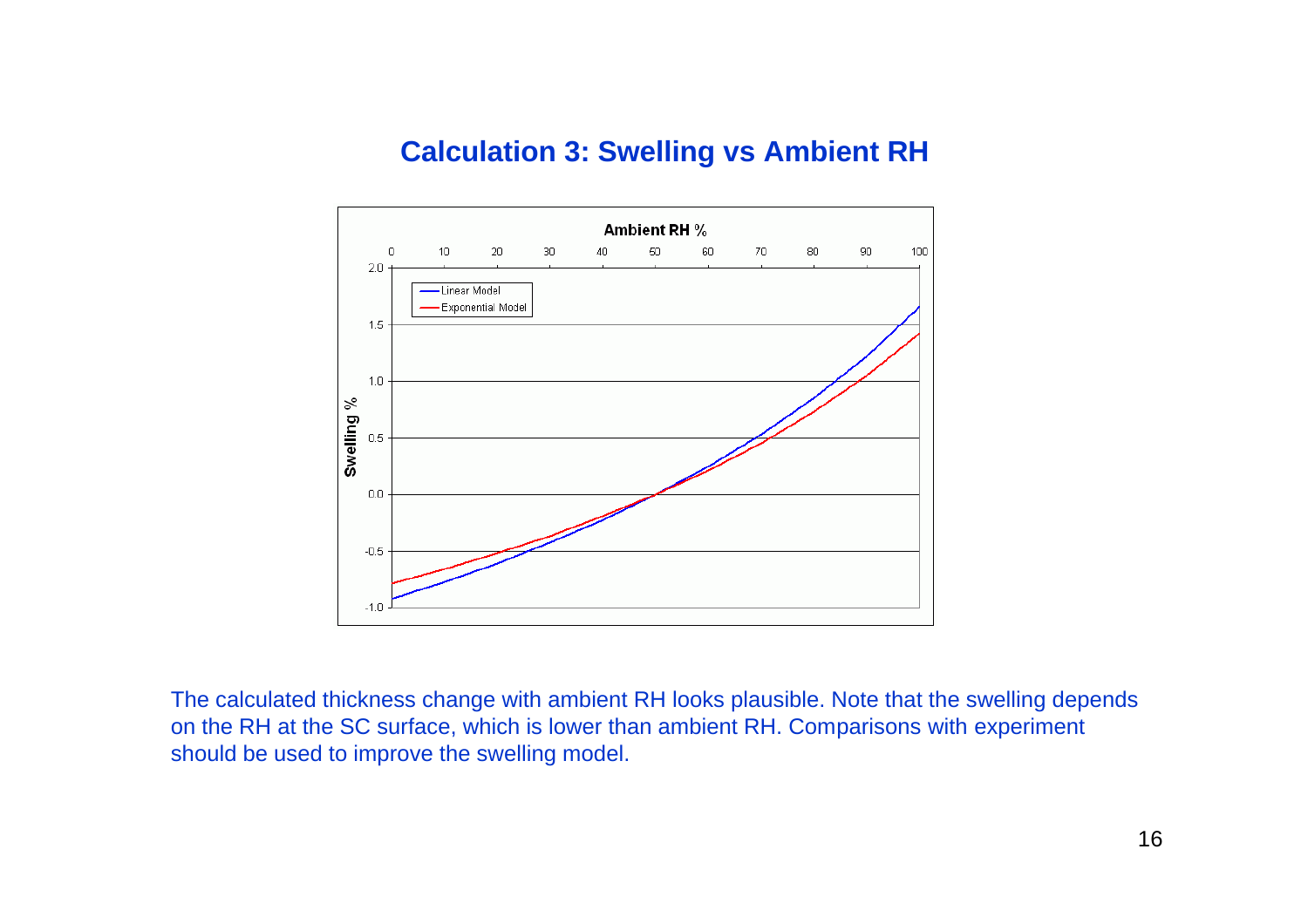# Calculation 3: Swelling vs Ambient RH

The calculated thickness change with ambient RH looks plausible. Note that the swelling depends on the RH at the SC surface, which is lower than ambient RH. Comparisons with experiment should be used to improve the swelling model.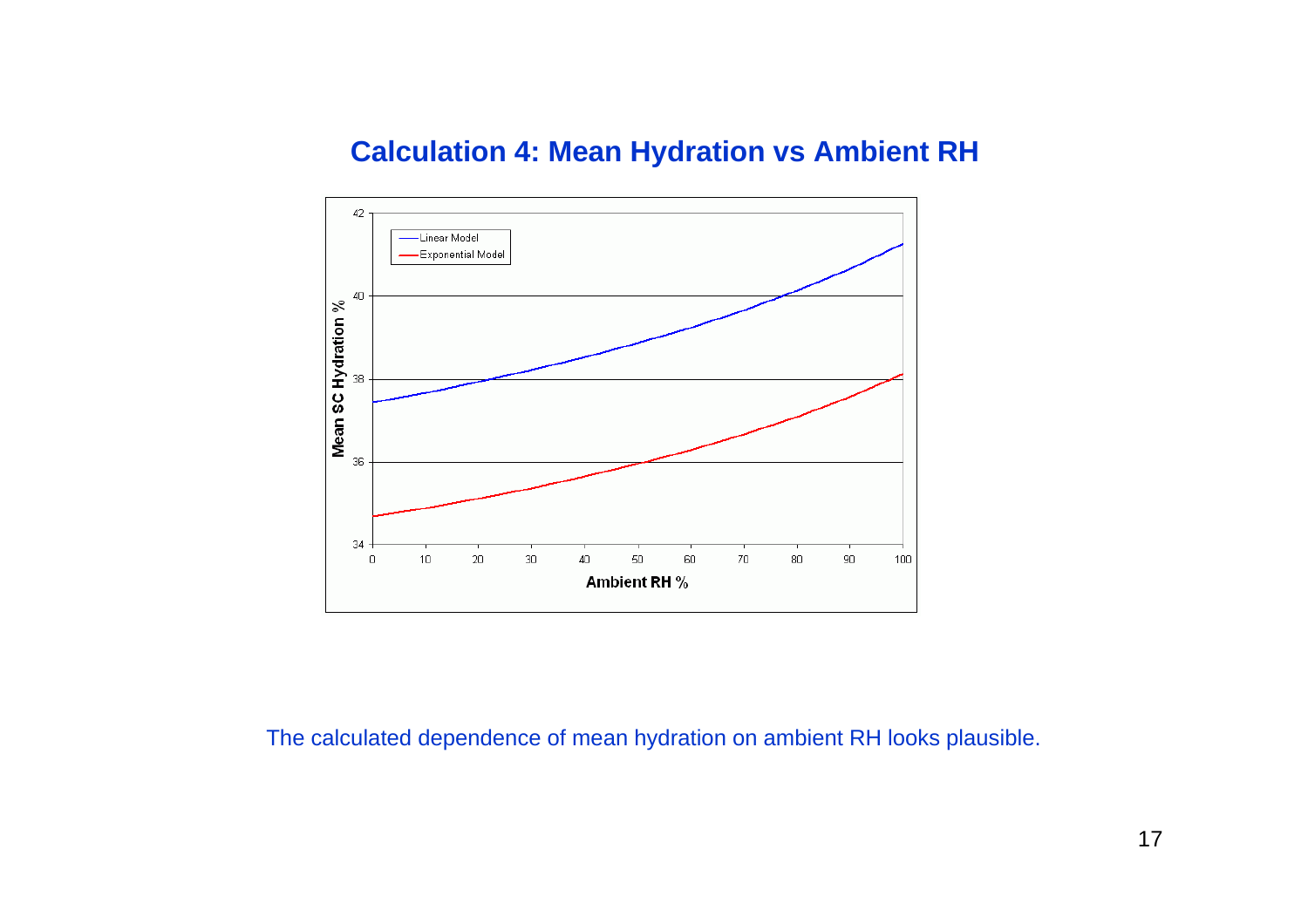# Calculation 4: Mean Hydration vs Ambient RH

The calculated dependence of mean hydration on ambient RH looks plausible.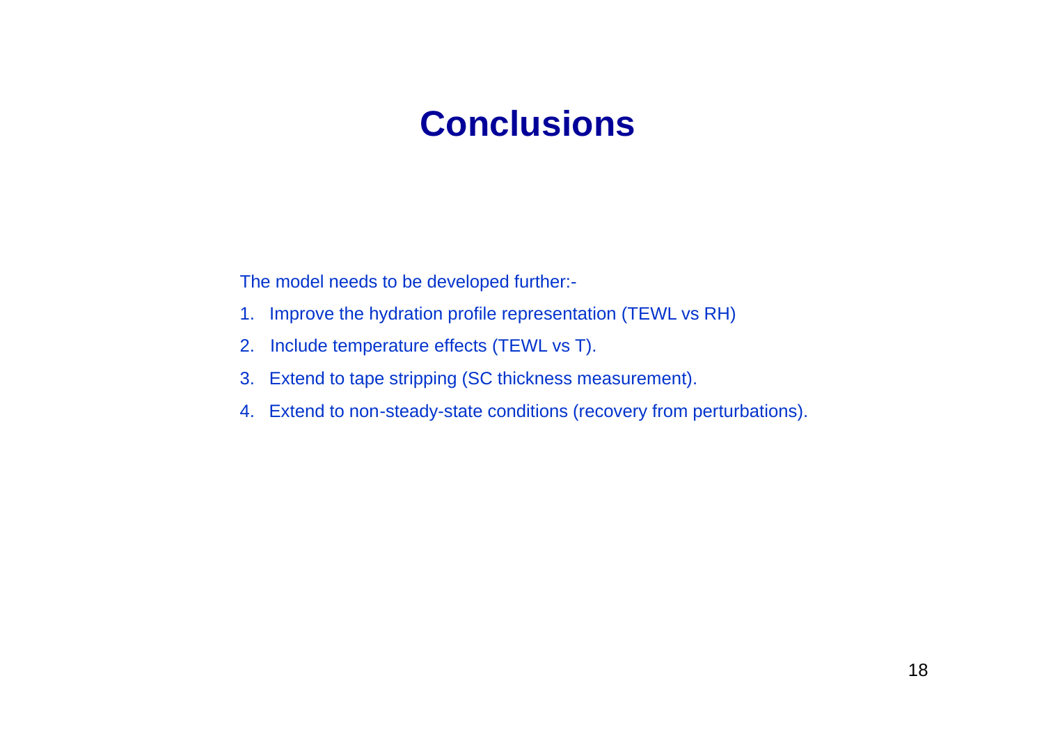# Conclusions

The model needs to be developed further:-

1. Improve the hydration profile representation (TEWL vs RH)
2. Include temperature effects (TEWL vs T).
3. Extend to tape stripping (SC thickness measurement).
4. Extend to non-steady-state conditions (recovery from perturbations).